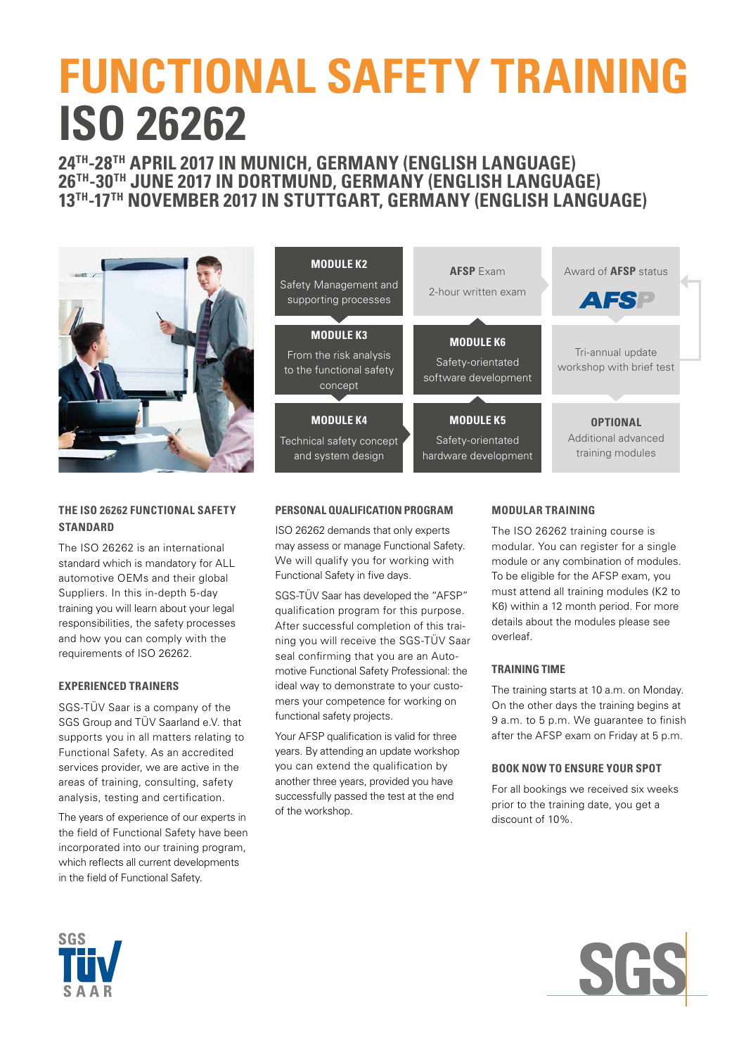# FUNCTIONAL SAFETY TRAINING ISO 26262

## 24TH-28TH APRIL 2017 IN MUNICH, GERMANY (ENGLISH LANGUAGE)
## 26TH-30TH JUNE 2017 IN DORTMUND, GERMANY (ENGLISH LANGUAGE)
## 13TH-17TH NOVEMBER 2017 IN STUTTGART, GERMANY (ENGLISH LANGUAGE)

| | | |
|---|---|---|
| **MODULE K2** Safety Management and supporting processes | **AFSP** Exam 2-hour written exam | Award of **AFSP** status AFSP |
| **MODULE K3** From the risk analysis to the functional safety concept | **MODULE K6** Safety-orientated software development | Tri-annual update workshop with brief test |
| **MODULE K4** Technical safety concept and system design | **MODULE K5** Safety-orientated hardware development | **OPTIONAL** Additional advanced training modules |

### THE ISO 26262 FUNCTIONAL SAFETY STANDARD

The ISO 26262 is an international standard which is mandatory for ALL automotive OEMs and their global Suppliers. In this in-depth 5-day training you will learn about your legal responsibilities, the safety processes and how you can comply with the requirements of ISO 26262.

### EXPERIENCED TRAINERS

SGS-TÜV Saar is a company of the SGS Group and TÜV Saarland e.V. that supports you in all matters relating to Functional Safety. As an accredited services provider, we are active in the areas of training, consulting, safety analysis, testing and certification.

The years of experience of our experts in the field of Functional Safety have been incorporated into our training program, which reflects all current developments in the field of Functional Safety.

### PERSONAL QUALIFICATION PROGRAM

ISO 26262 demands that only experts may assess or manage Functional Safety. We will qualify you for working with Functional Safety in five days.

SGS-TÜV Saar has developed the "AFSP" qualification program for this purpose. After successful completion of this training you will receive the SGS-TÜV Saar seal confirming that you are an Automotive Functional Safety Professional: the ideal way to demonstrate to your customers your competence for working on functional safety projects.

Your AFSP qualification is valid for three years. By attending an update workshop you can extend the qualification by another three years, provided you have successfully passed the test at the end of the workshop.

### MODULAR TRAINING

The ISO 26262 training course is modular. You can register for a single module or any combination of modules. To be eligible for the AFSP exam, you must attend all training modules (K2 to K6) within a 12 month period. For more details about the modules please see overleaf.

### TRAINING TIME

The training starts at 10 a.m. on Monday. On the other days the training begins at 9 a.m. to 5 p.m. We guarantee to finish after the AFSP exam on Friday at 5 p.m.

### BOOK NOW TO ENSURE YOUR SPOT

For all bookings we received six weeks prior to the training date, you get a discount of 10%.

SGS TÜV SAAR

SGS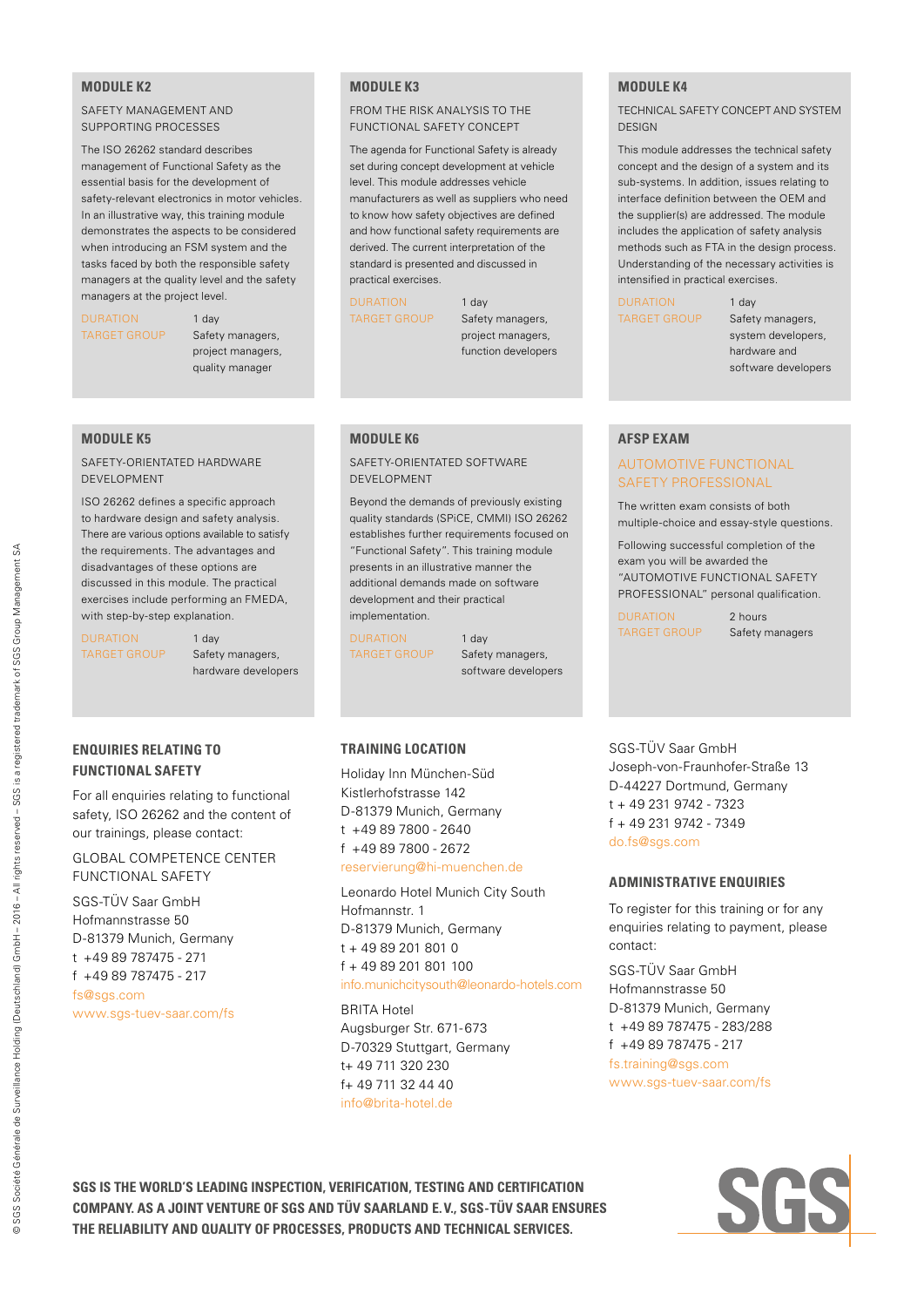## MODULE K2

SAFETY MANAGEMENT AND SUPPORTING PROCESSES

The ISO 26262 standard describes management of Functional Safety as the essential basis for the development of safety-relevant electronics in motor vehicles. In an illustrative way, this training module demonstrates the aspects to be considered when introducing an FSM system and the tasks faced by both the responsible safety managers at the quality level and the safety managers at the project level.

| | |
|---|---|
| DURATION | 1 day |
| TARGET GROUP | Safety managers, project managers, quality manager |

## MODULE K3

FROM THE RISK ANALYSIS TO THE FUNCTIONAL SAFETY CONCEPT

The agenda for Functional Safety is already set during concept development at vehicle level. This module addresses vehicle manufacturers as well as suppliers who need to know how safety objectives are defined and how functional safety requirements are derived. The current interpretation of the standard is presented and discussed in practical exercises.

| | |
|---|---|
| DURATION | 1 day |
| TARGET GROUP | Safety managers, project managers, function developers |

## MODULE K4

TECHNICAL SAFETY CONCEPT AND SYSTEM DESIGN

This module addresses the technical safety concept and the design of a system and its sub-systems. In addition, issues relating to interface definition between the OEM and the supplier(s) are addressed. The module includes the application of safety analysis methods such as FTA in the design process. Understanding of the necessary activities is intensified in practical exercises.

| | |
|---|---|
| DURATION | 1 day |
| TARGET GROUP | Safety managers, system developers, hardware and software developers |

## MODULE K5

SAFETY-ORIENTATED HARDWARE DEVELOPMENT

ISO 26262 defines a specific approach to hardware design and safety analysis. There are various options available to satisfy the requirements. The advantages and disadvantages of these options are discussed in this module. The practical exercises include performing an FMEDA, with step-by-step explanation.

| | |
|---|---|
| DURATION | 1 day |
| TARGET GROUP | Safety managers, hardware developers |

## MODULE K6

SAFETY-ORIENTATED SOFTWARE DEVELOPMENT

Beyond the demands of previously existing quality standards (SPiCE, CMMI) ISO 26262 establishes further requirements focused on "Functional Safety". This training module presents in an illustrative manner the additional demands made on software development and their practical implementation.

| | |
|---|---|
| DURATION | 1 day |
| TARGET GROUP | Safety managers, software developers |

## AFSP EXAM

AUTOMOTIVE FUNCTIONAL SAFETY PROFESSIONAL

The written exam consists of both multiple-choice and essay-style questions.

Following successful completion of the exam you will be awarded the "AUTOMOTIVE FUNCTIONAL SAFETY PROFESSIONAL" personal qualification.

| | |
|---|---|
| DURATION | 2 hours |
| TARGET GROUP | Safety managers |

## ENQUIRIES RELATING TO FUNCTIONAL SAFETY

For all enquiries relating to functional safety, ISO 26262 and the content of our trainings, please contact:

GLOBAL COMPETENCE CENTER FUNCTIONAL SAFETY

SGS-TÜV Saar GmbH
Hofmannstrasse 50
D-81379 Munich, Germany
t +49 89 787475 - 271
f +49 89 787475 - 217
fs@sgs.com
www.sgs-tuev-saar.com/fs

## TRAINING LOCATION

Holiday Inn München-Süd
Kistlerhofstrasse 142
D-81379 Munich, Germany
t +49 89 7800 - 2640
f +49 89 7800 - 2672
reservierung@hi-muenchen.de

Leonardo Hotel Munich City South
Hofmannstr. 1
D-81379 Munich, Germany
t + 49 89 201 801 0
f + 49 89 201 801 100
info.munichcitysouth@leonardo-hotels.com

BRITA Hotel
Augsburger Str. 671-673
D-70329 Stuttgart, Germany
t+ 49 711 320 230
f+ 49 711 32 44 40
info@brita-hotel.de

SGS-TÜV Saar GmbH
Joseph-von-Fraunhofer-Straße 13
D-44227 Dortmund, Germany
t + 49 231 9742 - 7323
f + 49 231 9742 - 7349
do.fs@sgs.com

## ADMINISTRATIVE ENQUIRIES

To register for this training or for any enquiries relating to payment, please contact:

SGS-TÜV Saar GmbH
Hofmannstrasse 50
D-81379 Munich, Germany
t +49 89 787475 - 283/288
f +49 89 787475 - 217
fs.training@sgs.com
www.sgs-tuev-saar.com/fs

**SGS IS THE WORLD'S LEADING INSPECTION, VERIFICATION, TESTING AND CERTIFICATION COMPANY. AS A JOINT VENTURE OF SGS AND TÜV SAARLAND E. V., SGS-TÜV SAAR ENSURES THE RELIABILITY AND QUALITY OF PROCESSES, PRODUCTS AND TECHNICAL SERVICES.**

SGS

© SGS Société Générale de Surveillance Holding (Deutschland) GmbH – 2016 – All rights reserved – SGS is a registered trademark of SGS Group Management SA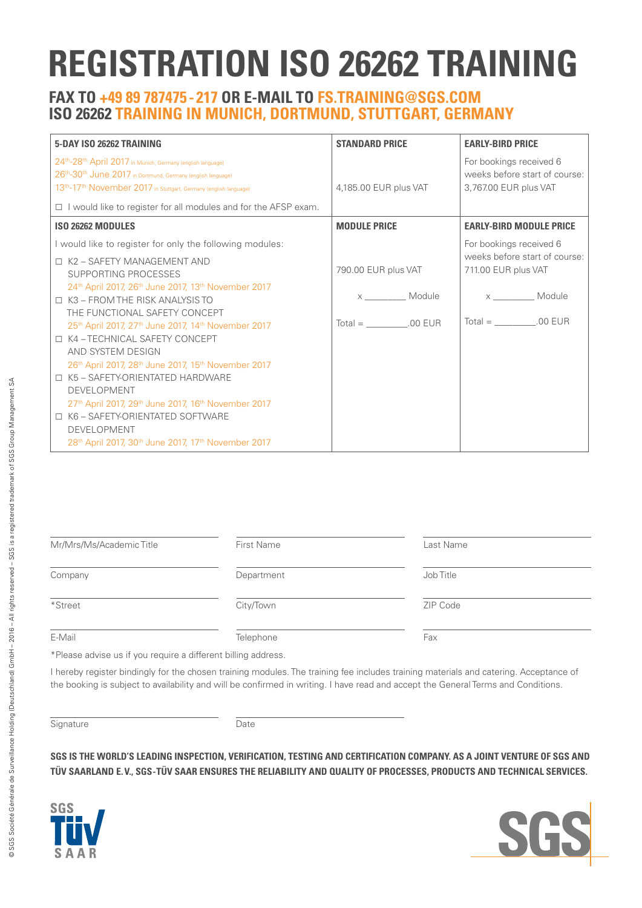# REGISTRATION ISO 26262 TRAINING

## FAX TO +49 89 787475 - 217 OR E-MAIL TO FS.TRAINING@SGS.COM
## ISO 26262 TRAINING IN MUNICH, DORTMUND, STUTTGART, GERMANY

| **5-DAY ISO 26262 TRAINING** | **STANDARD PRICE** | **EARLY-BIRD PRICE** |
|---|---|---|
| 24th-28th April 2017 in Munich, Germany (english language)<br>26th-30th June 2017 in Dortmund, Germany (english language)<br>13th-17th November 2017 in Stuttgart, Germany (english language)<br><br>☐ I would like to register for all modules and for the AFSP exam. | 4,185.00 EUR plus VAT | For bookings received 6 weeks before start of course: 3,767.00 EUR plus VAT |
| **ISO 26262 MODULES** | **MODULE PRICE** | **EARLY-BIRD MODULE PRICE** |
| I would like to register for only the following modules:<br>☐ K2 – SAFETY MANAGEMENT AND SUPPORTING PROCESSES<br>24th April 2017, 26th June 2017, 13th November 2017<br>☐ K3 – FROM THE RISK ANALYSIS TO THE FUNCTIONAL SAFETY CONCEPT<br>25th April 2017, 27th June 2017, 14th November 2017<br>☐ K4 – TECHNICAL SAFETY CONCEPT AND SYSTEM DESIGN<br>26th April 2017, 28th June 2017, 15th November 2017<br>☐ K5 – SAFETY-ORIENTATED HARDWARE DEVELOPMENT<br>27th April 2017, 29th June 2017, 16th November 2017<br>☐ K6 – SAFETY-ORIENTATED SOFTWARE DEVELOPMENT<br>28th April 2017, 30th June 2017, 17th November 2017 | 790.00 EUR plus VAT<br><br>x ________ Module<br><br>Total = ________.00 EUR | For bookings received 6 weeks before start of course: 711.00 EUR plus VAT<br><br>x ________ Module<br><br>Total = ________.00 EUR |

Mr/Mrs/Ms/Academic Title ____________________ First Name ____________________ Last Name ____________________

Company ____________________ Department ____________________ Job Title ____________________

*Street ____________________ City/Town ____________________ ZIP Code ____________________

E-Mail ____________________ Telephone ____________________ Fax ____________________

*Please advise us if you require a different billing address.

I hereby register bindingly for the chosen training modules. The training fee includes training materials and catering. Acceptance of the booking is subject to availability and will be confirmed in writing. I have read and accept the General Terms and Conditions.

Signature ____________________ Date ____________________

**SGS IS THE WORLD'S LEADING INSPECTION, VERIFICATION, TESTING AND CERTIFICATION COMPANY. AS A JOINT VENTURE OF SGS AND TÜV SAARLAND E.V., SGS-TÜV SAAR ENSURES THE RELIABILITY AND QUALITY OF PROCESSES, PRODUCTS AND TECHNICAL SERVICES.**

SGS TÜV SAAR

SGS

© SGS Société Générale de Surveillance Holding (Deutschland) GmbH – 2016 – All rights reserved – SGS is a registered trademark of SGS Group Management SA